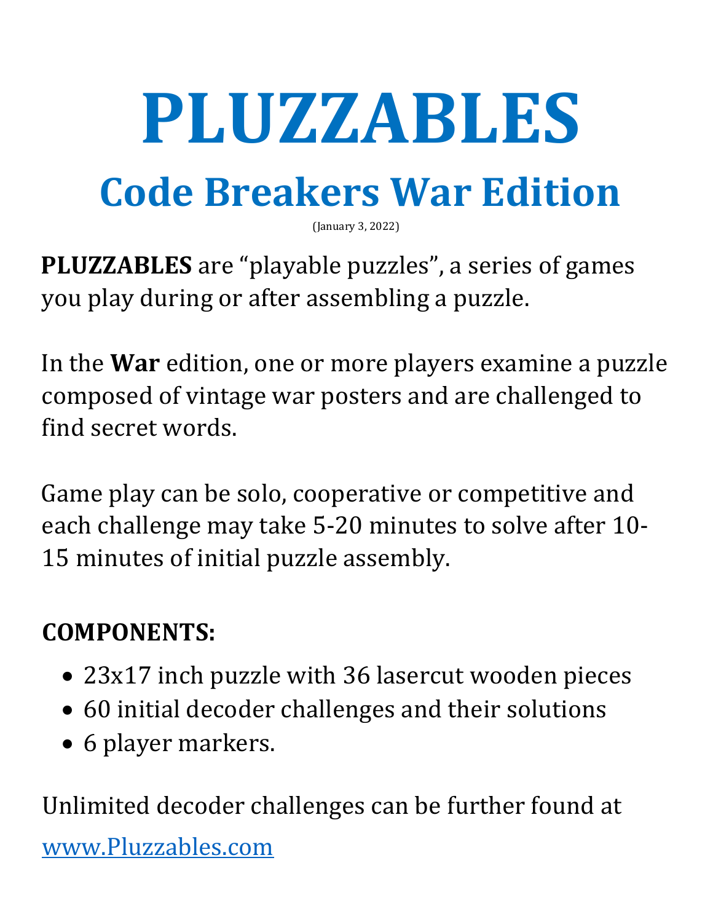# PLUZZABLES

## Code Breakers War Edition

(January 3, 2022)

**PLUZZABLES** are "playable puzzles", a series of games you play during or after assembling a puzzle.

In the **War** edition, one or more players examine a puzzle composed of vintage war posters and are challenged to find secret words.

Game play can be solo, cooperative or competitive and each challenge may take 5-20 minutes to solve after 10-15 minutes of initial puzzle assembly.

**COMPONENTS:**

- 23x17 inch puzzle with 36 lasercut wooden pieces
- 60 initial decoder challenges and their solutions
- 6 player markers.

Unlimited decoder challenges can be further found at [www.Pluzzables.com](http://www.Pluzzables.com)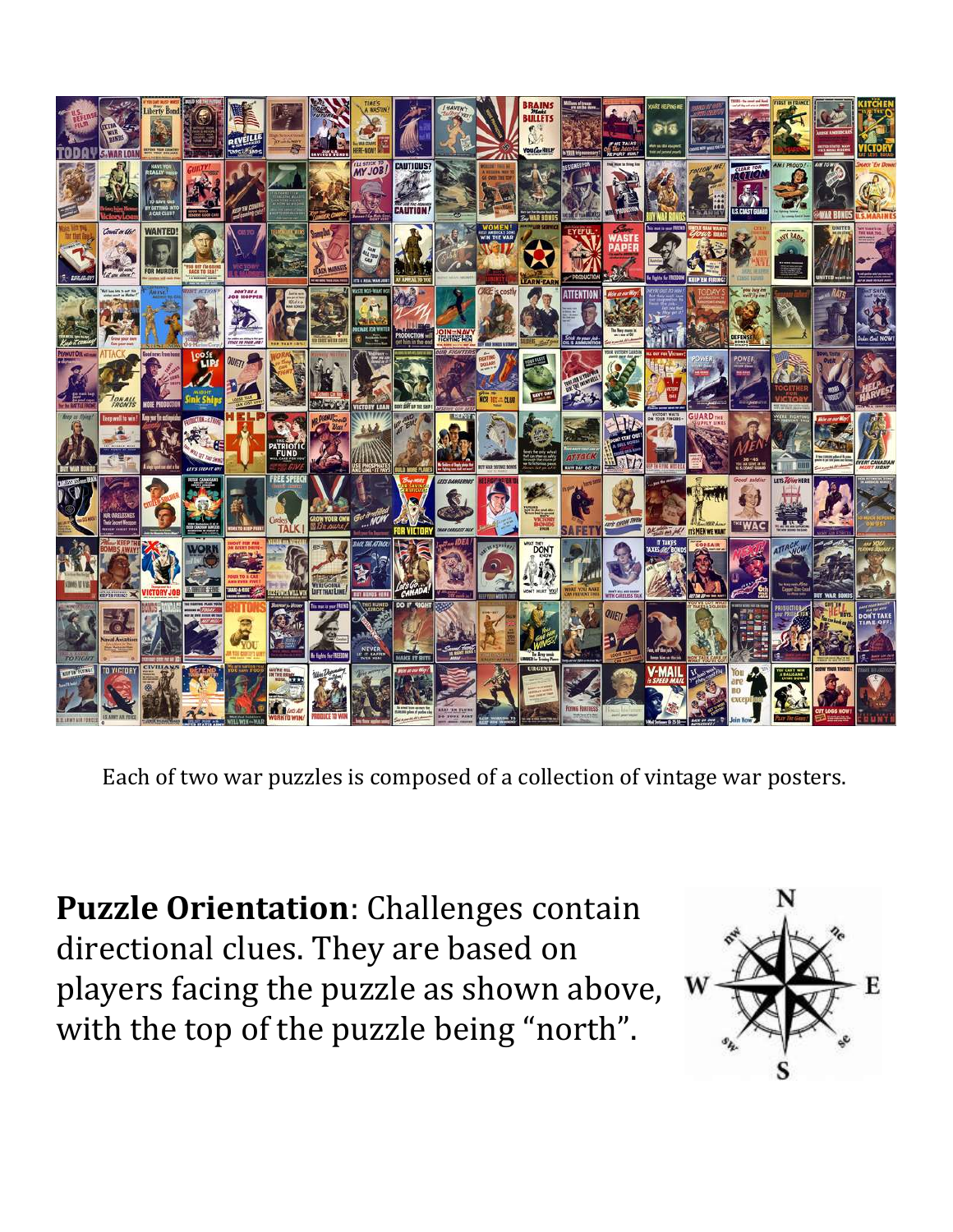Each of two war puzzles is composed of a collection of vintage war posters.

**Puzzle Orientation**: Challenges contain directional clues. They are based on players facing the puzzle as shown above, with the top of the puzzle being “north”.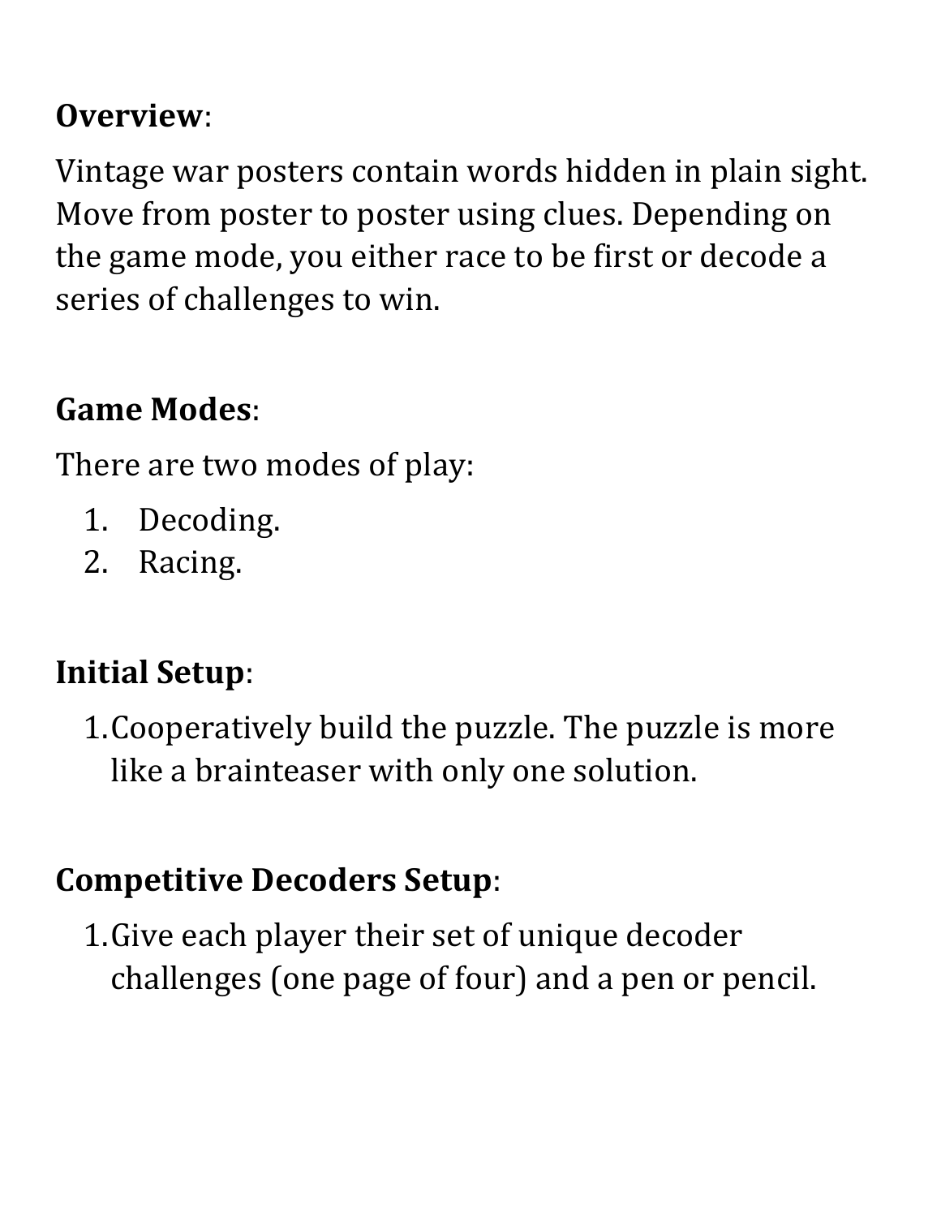**Overview**:

Vintage war posters contain words hidden in plain sight. Move from poster to poster using clues. Depending on the game mode, you either race to be first or decode a series of challenges to win.

**Game Modes**:

There are two modes of play:

1. Decoding.
2. Racing.

**Initial Setup**:

1. Cooperatively build the puzzle. The puzzle is more like a brainteaser with only one solution.

**Competitive Decoders Setup**:

1. Give each player their set of unique decoder challenges (one page of four) and a pen or pencil.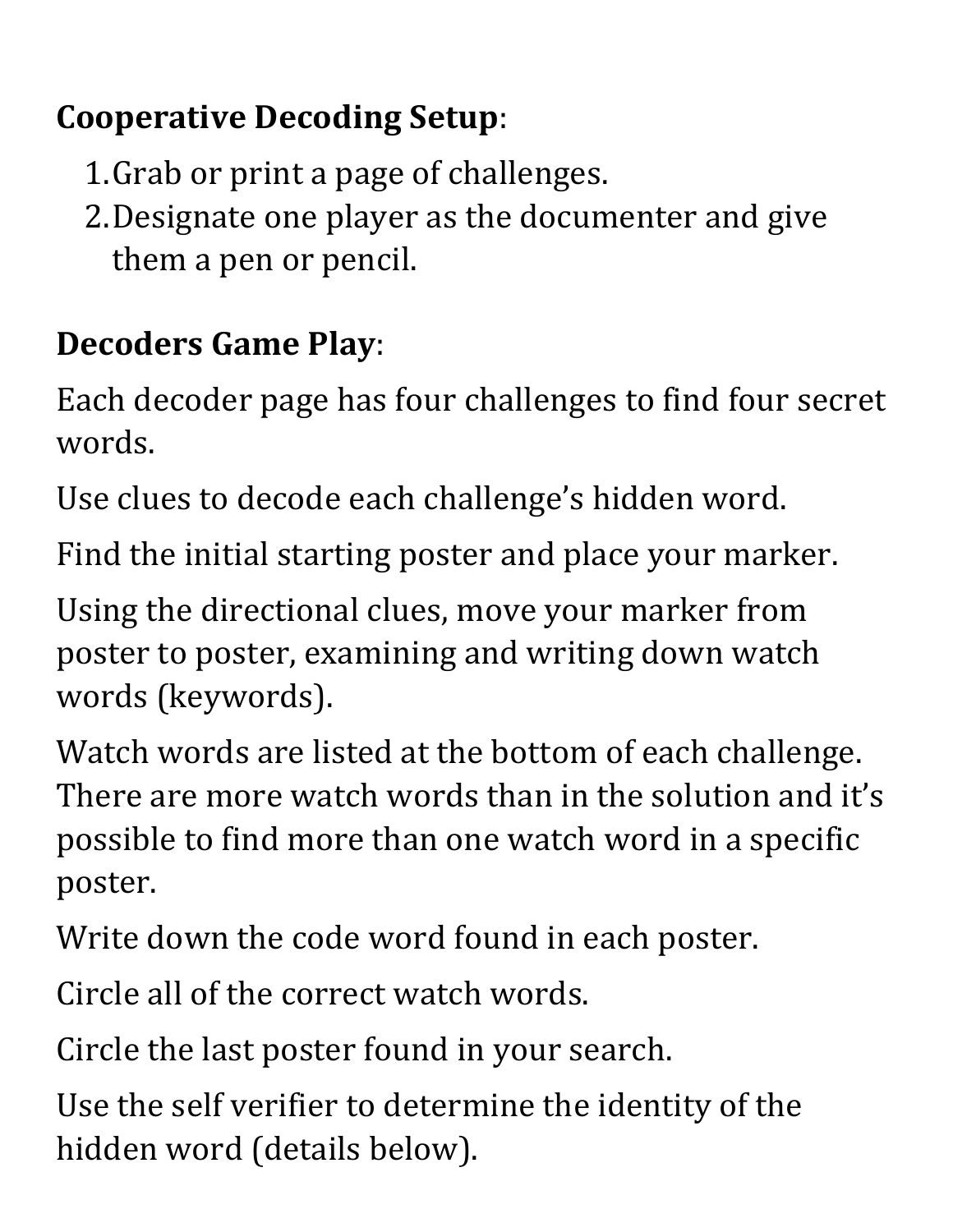**Cooperative Decoding Setup**:

1. Grab or print a page of challenges.
2. Designate one player as the documenter and give them a pen or pencil.

**Decoders Game Play**:

Each decoder page has four challenges to find four secret words.

Use clues to decode each challenge's hidden word.

Find the initial starting poster and place your marker.

Using the directional clues, move your marker from poster to poster, examining and writing down watch words (keywords).

Watch words are listed at the bottom of each challenge. There are more watch words than in the solution and it's possible to find more than one watch word in a specific poster.

Write down the code word found in each poster.

Circle all of the correct watch words.

Circle the last poster found in your search.

Use the self verifier to determine the identity of the hidden word (details below).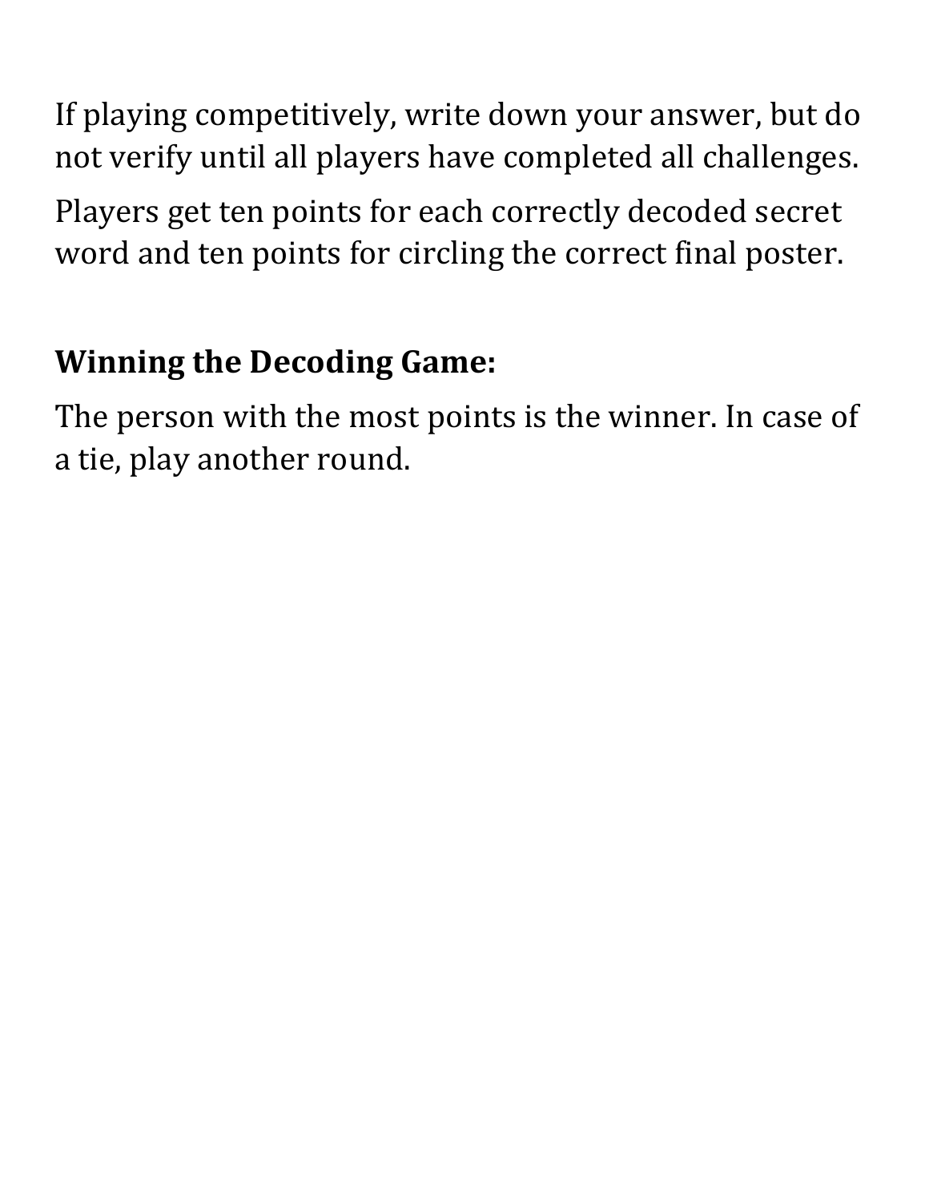If playing competitively, write down your answer, but do not verify until all players have completed all challenges.

Players get ten points for each correctly decoded secret word and ten points for circling the correct final poster.

**Winning the Decoding Game:**

The person with the most points is the winner. In case of a tie, play another round.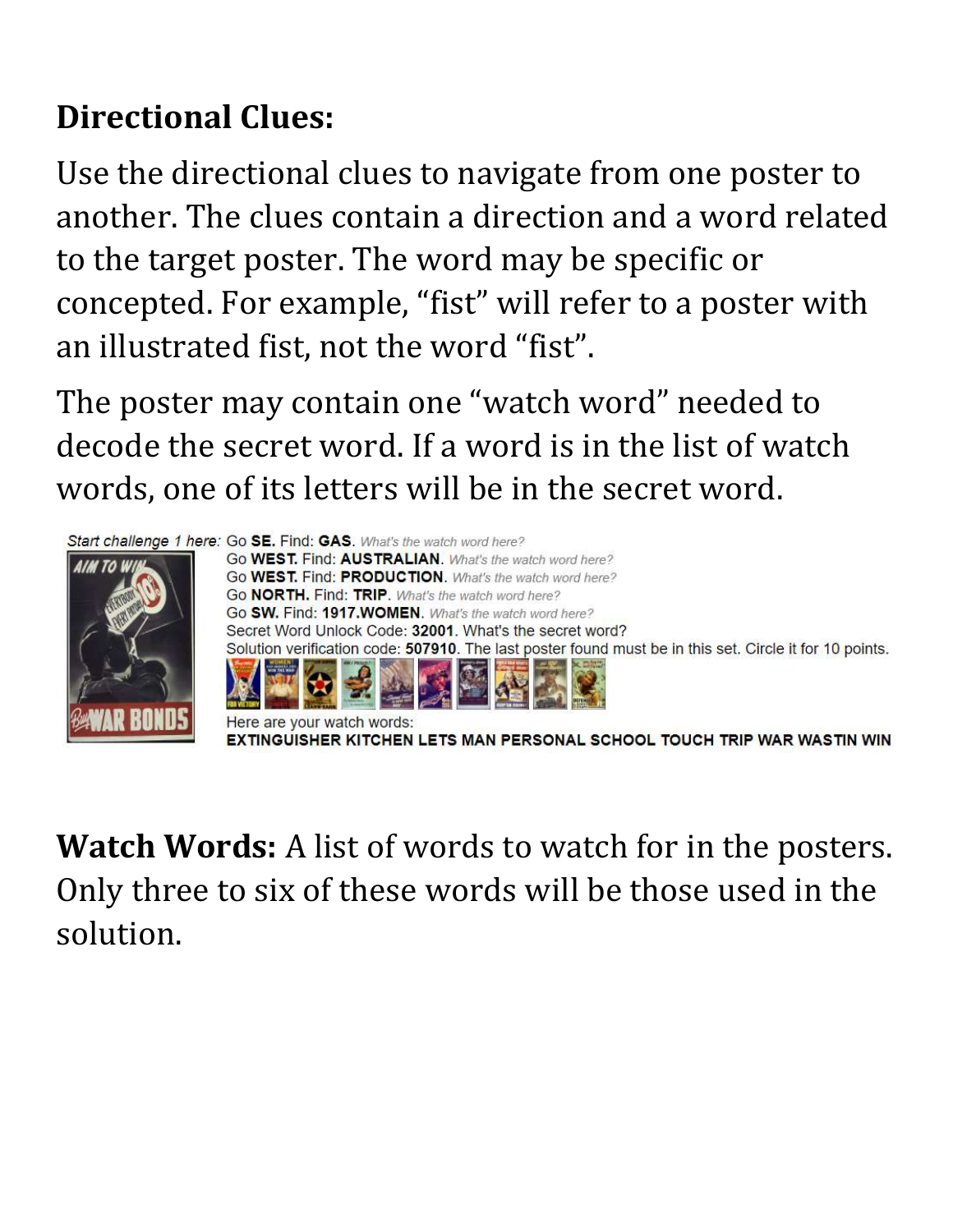**Directional Clues:**

Use the directional clues to navigate from one poster to another. The clues contain a direction and a word related to the target poster. The word may be specific or concepted. For example, "fist" will refer to a poster with an illustrated fist, not the word "fist".

The poster may contain one "watch word" needed to decode the secret word. If a word is in the list of watch words, one of its letters will be in the secret word.

*Start challenge 1 here:* Go **SE.** Find: **GAS**. *What's the watch word here?*
Go **WEST.** Find: **AUSTRALIAN**. *What's the watch word here?*
Go **WEST.** Find: **PRODUCTION**. *What's the watch word here?*
Go **NORTH.** Find: **TRIP**. *What's the watch word here?*
Go **SW.** Find: **1917.WOMEN**. *What's the watch word here?*
Secret Word Unlock Code: **32001**. What's the secret word?
Solution verification code: **507910**. The last poster found must be in this set. Circle it for 10 points.

Here are your watch words:
**EXTINGUISHER KITCHEN LETS MAN PERSONAL SCHOOL TOUCH TRIP WAR WASTIN WIN**

**Watch Words:** A list of words to watch for in the posters. Only three to six of these words will be those used in the solution.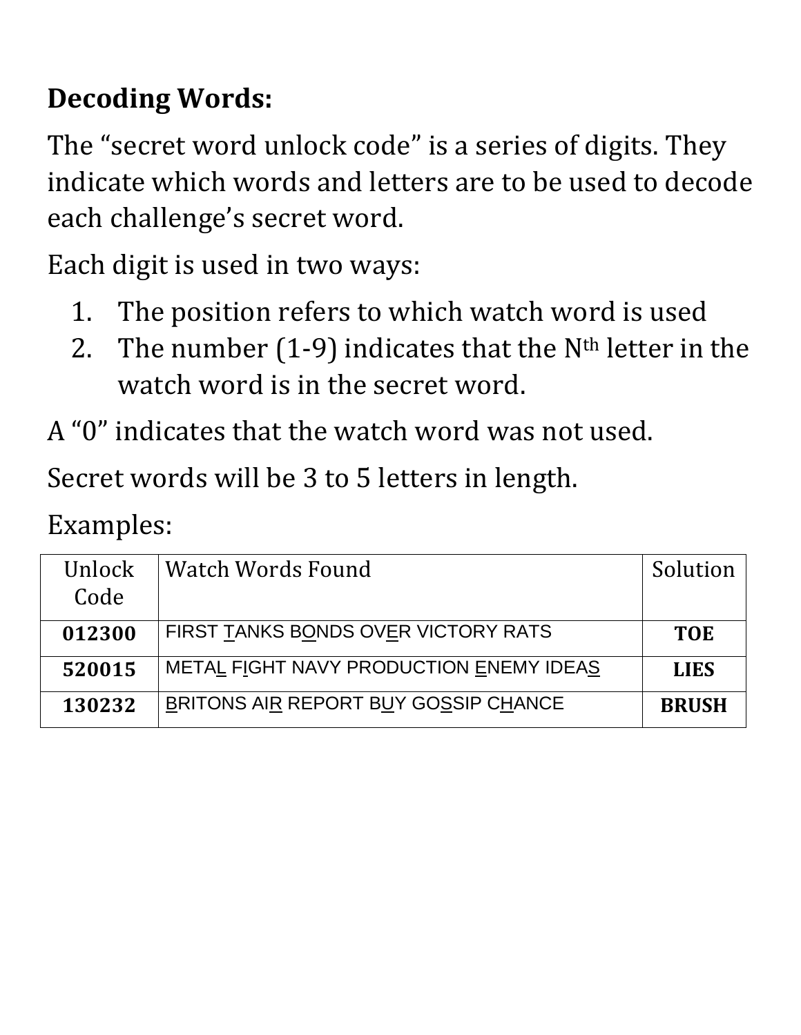**Decoding Words:**

The "secret word unlock code" is a series of digits. They indicate which words and letters are to be used to decode each challenge's secret word.

Each digit is used in two ways:

1. The position refers to which watch word is used
2. The number (1-9) indicates that the $N^{th}$ letter in the watch word is in the secret word.

A "0" indicates that the watch word was not used.

Secret words will be 3 to 5 letters in length.

Examples:

| Unlock Code | Watch Words Found | Solution |
|---|---|---|
| **012300** | FIRST <u>T</u>ANKS B<u>O</u>NDS OV<u>E</u>R VICTORY RATS | **TOE** |
| **520015** | META<u>L</u> F<u>I</u>GHT NAVY PRODUCTION <u>E</u>NEMY IDEA<u>S</u> | **LIES** |
| **130232** | <u>B</u>RITONS AI<u>R</u> REPORT B<u>U</u>Y GO<u>S</u>SIP C<u>H</u>ANCE | **BRUSH** |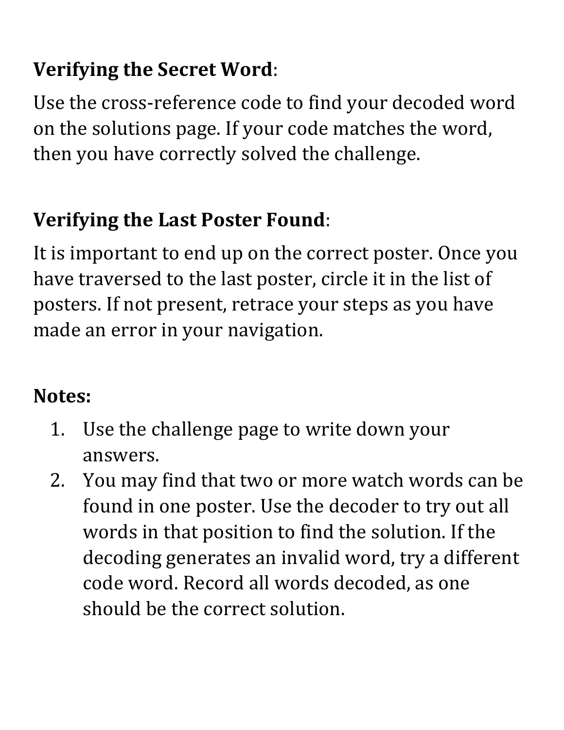**Verifying the Secret Word**:

Use the cross-reference code to find your decoded word on the solutions page. If your code matches the word, then you have correctly solved the challenge.

**Verifying the Last Poster Found**:

It is important to end up on the correct poster. Once you have traversed to the last poster, circle it in the list of posters. If not present, retrace your steps as you have made an error in your navigation.

**Notes:**

1. Use the challenge page to write down your answers.
2. You may find that two or more watch words can be found in one poster. Use the decoder to try out all words in that position to find the solution. If the decoding generates an invalid word, try a different code word. Record all words decoded, as one should be the correct solution.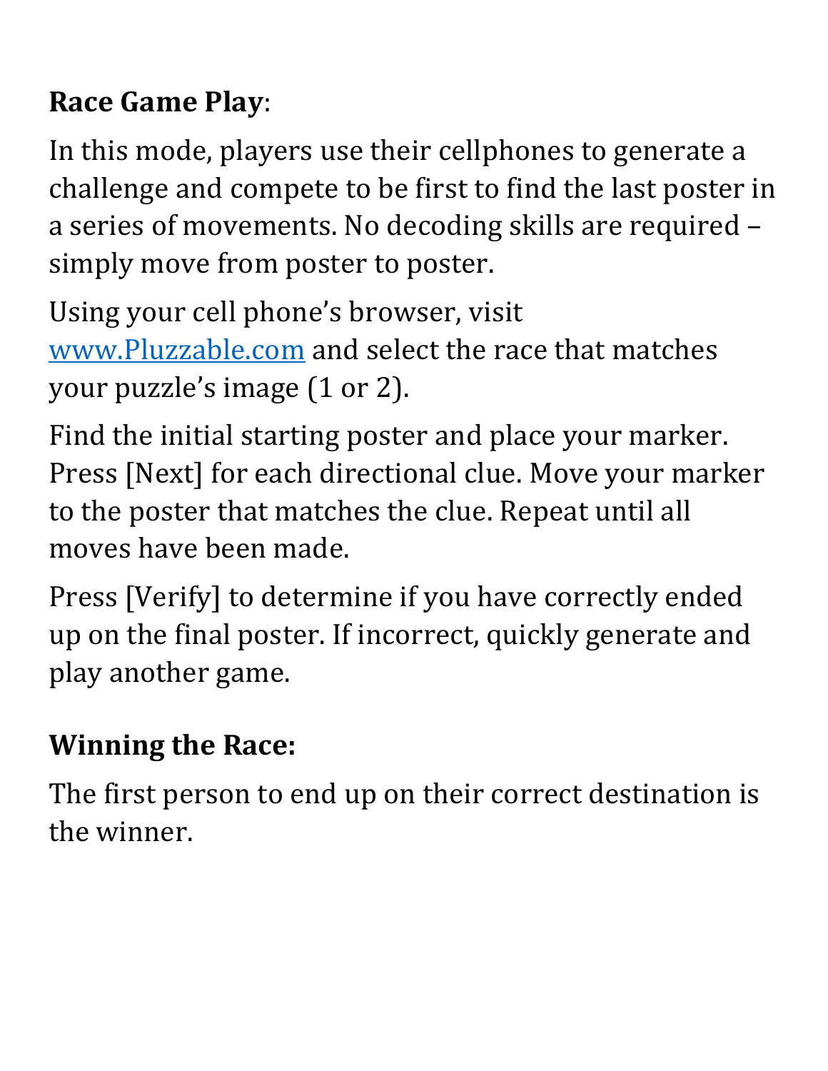**Race Game Play**:

In this mode, players use their cellphones to generate a challenge and compete to be first to find the last poster in a series of movements. No decoding skills are required – simply move from poster to poster.

Using your cell phone's browser, visit [www.Pluzzable.com](http://www.Pluzzable.com) and select the race that matches your puzzle's image (1 or 2).

Find the initial starting poster and place your marker. Press [Next] for each directional clue. Move your marker to the poster that matches the clue. Repeat until all moves have been made.

Press [Verify] to determine if you have correctly ended up on the final poster. If incorrect, quickly generate and play another game.

**Winning the Race:**

The first person to end up on their correct destination is the winner.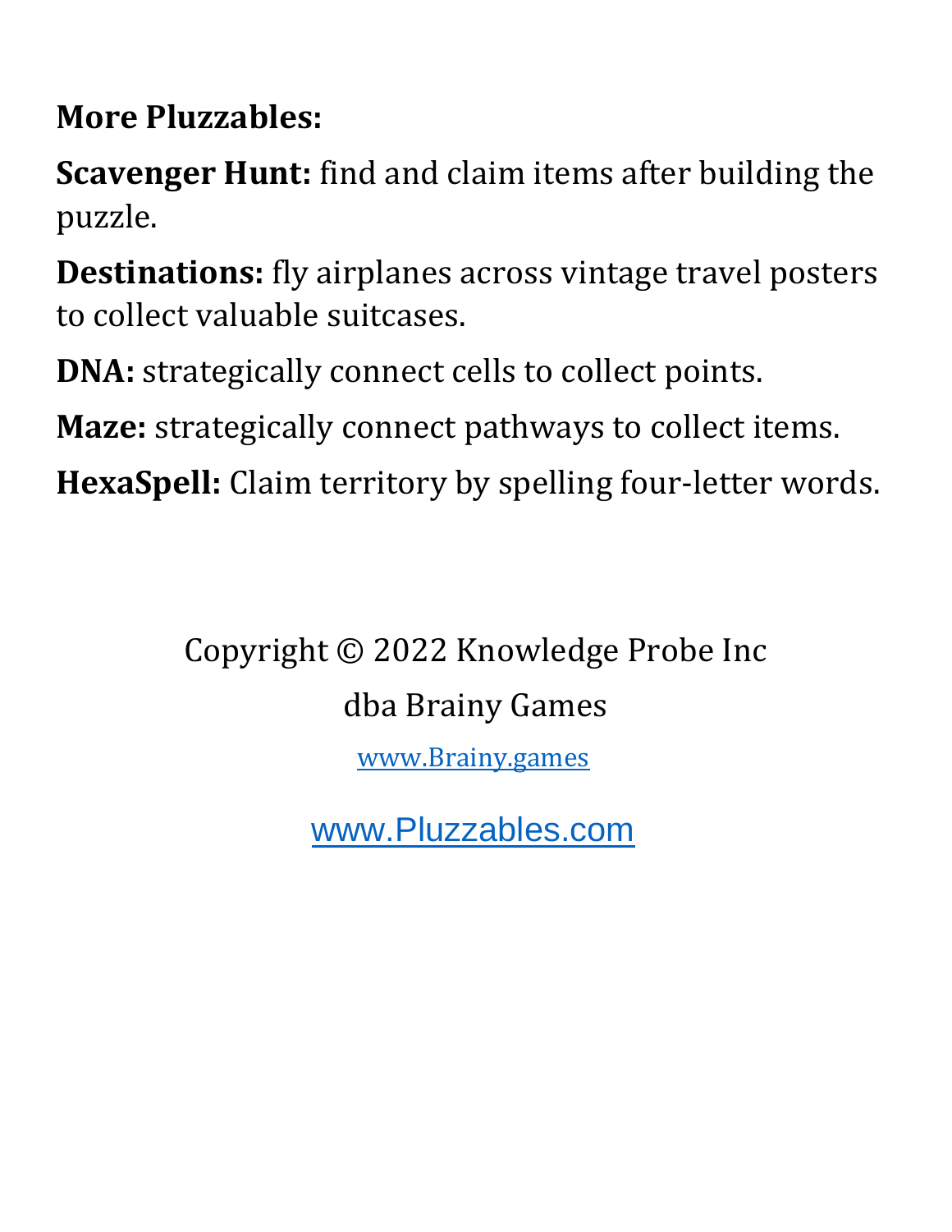**More Pluzzables:**

**Scavenger Hunt:** find and claim items after building the puzzle.

**Destinations:** fly airplanes across vintage travel posters to collect valuable suitcases.

**DNA:** strategically connect cells to collect points.

**Maze:** strategically connect pathways to collect items.

**HexaSpell:** Claim territory by spelling four-letter words.

Copyright © 2022 Knowledge Probe Inc

dba Brainy Games

www.Brainy.games

www.Pluzzables.com